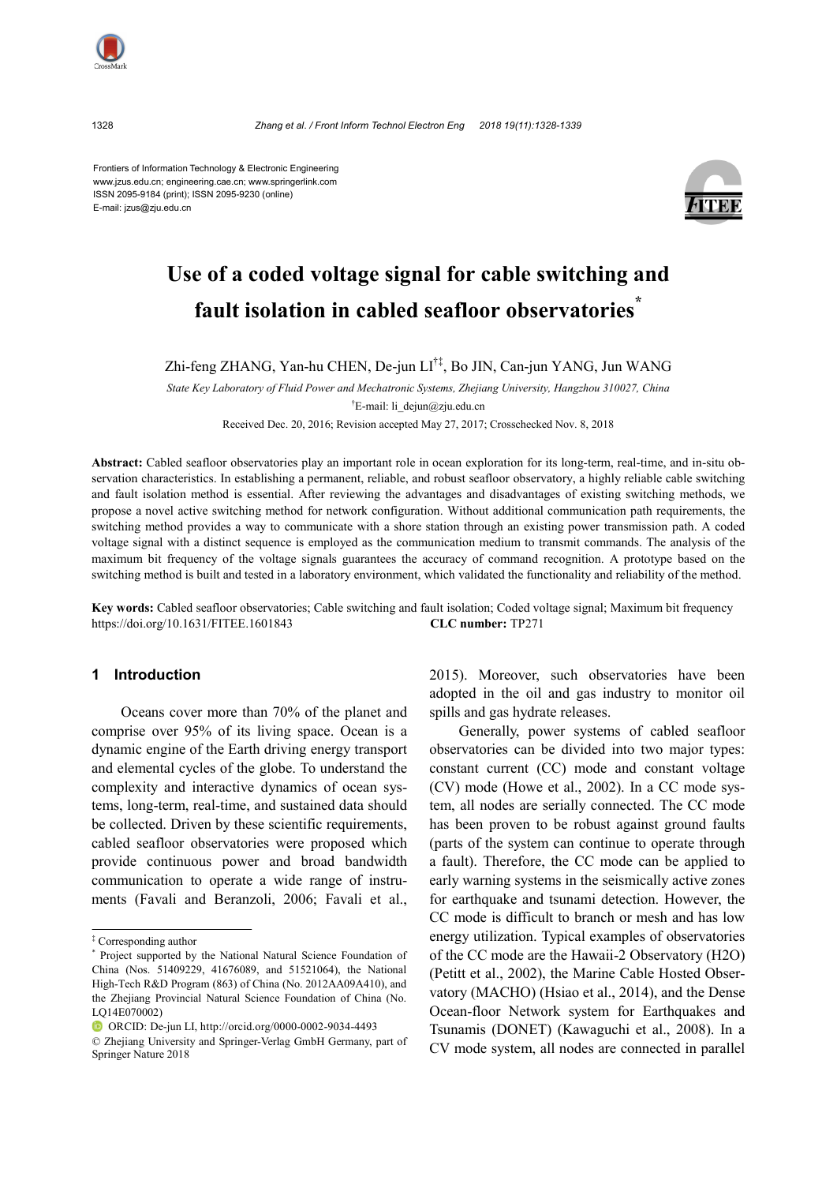Frontiers of Information Technology & Electronic Engineering
www.jzus.edu.cn; engineering.cae.cn; www.springerlink.com
ISSN 2095-9184 (print); ISSN 2095-9230 (online)
E-mail: jzus@zju.edu.cn

# Use of a coded voltage signal for cable switching and fault isolation in cabled seafloor observatories*

Zhi-feng ZHANG, Yan-hu CHEN, De-jun LI[†‡], Bo JIN, Can-jun YANG, Jun WANG

*State Key Laboratory of Fluid Power and Mechatronic Systems, Zhejiang University, Hangzhou 310027, China*

[†]E-mail: li_dejun@zju.edu.cn

Received Dec. 20, 2016; Revision accepted May 27, 2017; Crosschecked Nov. 8, 2018

**Abstract:** Cabled seafloor observatories play an important role in ocean exploration for its long-term, real-time, and in-situ observation characteristics. In establishing a permanent, reliable, and robust seafloor observatory, a highly reliable cable switching and fault isolation method is essential. After reviewing the advantages and disadvantages of existing switching methods, we propose a novel active switching method for network configuration. Without additional communication path requirements, the switching method provides a way to communicate with a shore station through an existing power transmission path. A coded voltage signal with a distinct sequence is employed as the communication medium to transmit commands. The analysis of the maximum bit frequency of the voltage signals guarantees the accuracy of command recognition. A prototype based on the switching method is built and tested in a laboratory environment, which validated the functionality and reliability of the method.

**Key words:** Cabled seafloor observatories; Cable switching and fault isolation; Coded voltage signal; Maximum bit frequency
https://doi.org/10.1631/FITEE.1601843 **CLC number:** TP271

## 1 Introduction

Oceans cover more than 70% of the planet and comprise over 95% of its living space. Ocean is a dynamic engine of the Earth driving energy transport and elemental cycles of the globe. To understand the complexity and interactive dynamics of ocean systems, long-term, real-time, and sustained data should be collected. Driven by these scientific requirements, cabled seafloor observatories were proposed which provide continuous power and broad bandwidth communication to operate a wide range of instruments (Favali and Beranzoli, 2006; Favali et al., 2015). Moreover, such observatories have been adopted in the oil and gas industry to monitor oil spills and gas hydrate releases.

Generally, power systems of cabled seafloor observatories can be divided into two major types: constant current (CC) mode and constant voltage (CV) mode (Howe et al., 2002). In a CC mode system, all nodes are serially connected. The CC mode has been proven to be robust against ground faults (parts of the system can continue to operate through a fault). Therefore, the CC mode can be applied to early warning systems in the seismically active zones for earthquake and tsunami detection. However, the CC mode is difficult to branch or mesh and has low energy utilization. Typical examples of observatories of the CC mode are the Hawaii-2 Observatory (H2O) (Petitt et al., 2002), the Marine Cable Hosted Observatory (MACHO) (Hsiao et al., 2014), and the Dense Ocean-floor Network system for Earthquakes and Tsunamis (DONET) (Kawaguchi et al., 2008). In a CV mode system, all nodes are connected in parallel

---

‡ Corresponding author

\* Project supported by the National Natural Science Foundation of China (Nos. 51409229, 41676089, and 51521064), the National High-Tech R&D Program (863) of China (No. 2012AA09A410), and the Zhejiang Provincial Natural Science Foundation of China (No. LQ14E070002)

ORCID: De-jun LI, http://orcid.org/0000-0002-9034-4493

© Zhejiang University and Springer-Verlag GmbH Germany, part of Springer Nature 2018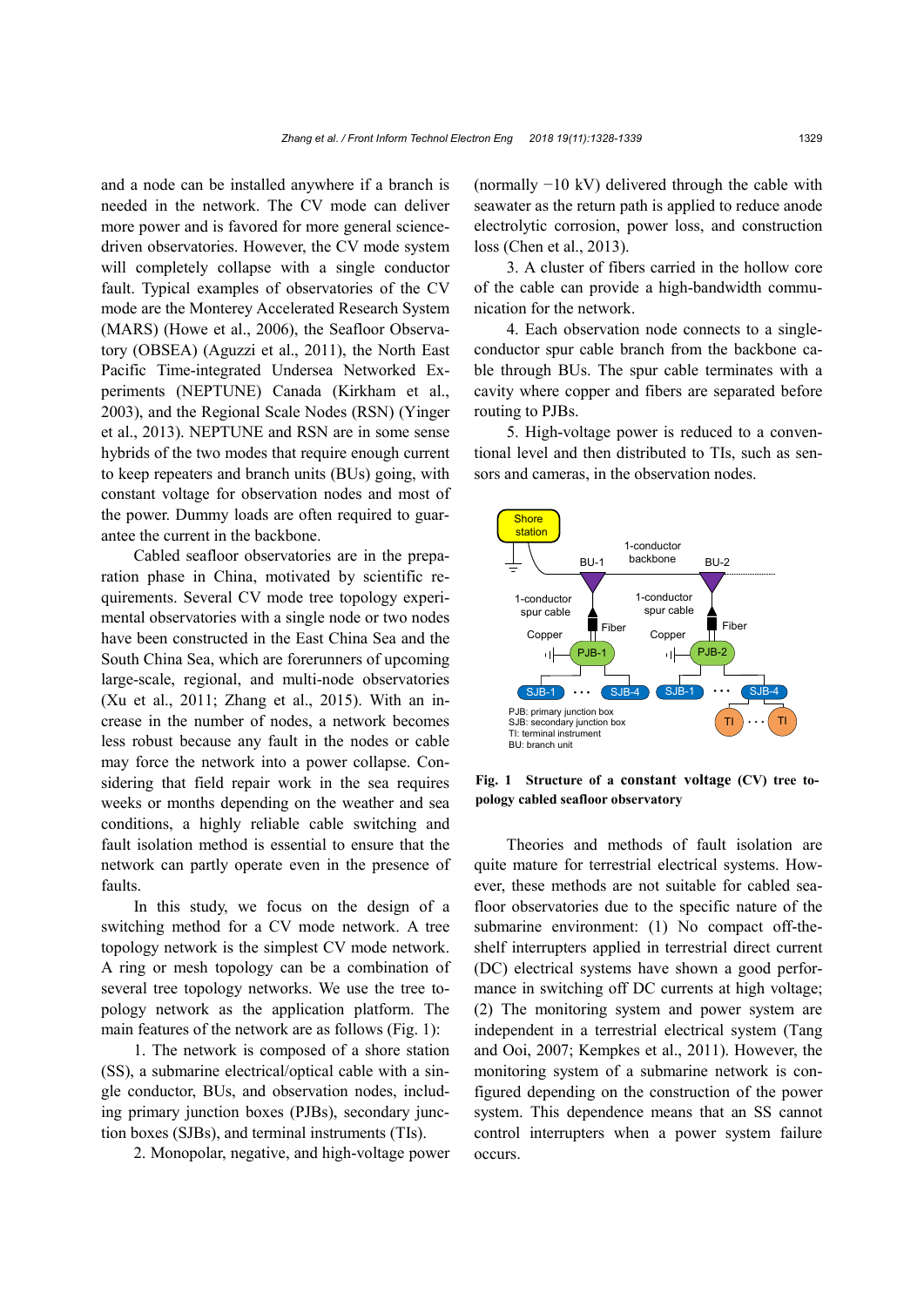and a node can be installed anywhere if a branch is needed in the network. The CV mode can deliver more power and is favored for more general science-driven observatories. However, the CV mode system will completely collapse with a single conductor fault. Typical examples of observatories of the CV mode are the Monterey Accelerated Research System (MARS) (Howe et al., 2006), the Seafloor Observatory (OBSEA) (Aguzzi et al., 2011), the North East Pacific Time-integrated Undersea Networked Experiments (NEPTUNE) Canada (Kirkham et al., 2003), and the Regional Scale Nodes (RSN) (Yinger et al., 2013). NEPTUNE and RSN are in some sense hybrids of the two modes that require enough current to keep repeaters and branch units (BUs) going, with constant voltage for observation nodes and most of the power. Dummy loads are often required to guarantee the current in the backbone.

Cabled seafloor observatories are in the preparation phase in China, motivated by scientific requirements. Several CV mode tree topology experimental observatories with a single node or two nodes have been constructed in the East China Sea and the South China Sea, which are forerunners of upcoming large-scale, regional, and multi-node observatories (Xu et al., 2011; Zhang et al., 2015). With an increase in the number of nodes, a network becomes less robust because any fault in the nodes or cable may force the network into a power collapse. Considering that field repair work in the sea requires weeks or months depending on the weather and sea conditions, a highly reliable cable switching and fault isolation method is essential to ensure that the network can partly operate even in the presence of faults.

In this study, we focus on the design of a switching method for a CV mode network. A tree topology network is the simplest CV mode network. A ring or mesh topology can be a combination of several tree topology networks. We use the tree topology network as the application platform. The main features of the network are as follows (Fig. 1):

1. The network is composed of a shore station (SS), a submarine electrical/optical cable with a single conductor, BUs, and observation nodes, including primary junction boxes (PJBs), secondary junction boxes (SJBs), and terminal instruments (TIs).

2. Monopolar, negative, and high-voltage power (normally −10 kV) delivered through the cable with seawater as the return path is applied to reduce anode electrolytic corrosion, power loss, and construction loss (Chen et al., 2013).

3. A cluster of fibers carried in the hollow core of the cable can provide a high-bandwidth communication for the network.

4. Each observation node connects to a single-conductor spur cable branch from the backbone cable through BUs. The spur cable terminates with a cavity where copper and fibers are separated before routing to PJBs.

5. High-voltage power is reduced to a conventional level and then distributed to TIs, such as sensors and cameras, in the observation nodes.

**Fig. 1 Structure of a constant voltage (CV) tree topology cabled seafloor observatory**

Theories and methods of fault isolation are quite mature for terrestrial electrical systems. However, these methods are not suitable for cabled seafloor observatories due to the specific nature of the submarine environment: (1) No compact off-the-shelf interrupters applied in terrestrial direct current (DC) electrical systems have shown a good performance in switching off DC currents at high voltage; (2) The monitoring system and power system are independent in a terrestrial electrical system (Tang and Ooi, 2007; Kempkes et al., 2011). However, the monitoring system of a submarine network is configured depending on the construction of the power system. This dependence means that an SS cannot control interrupters when a power system failure occurs.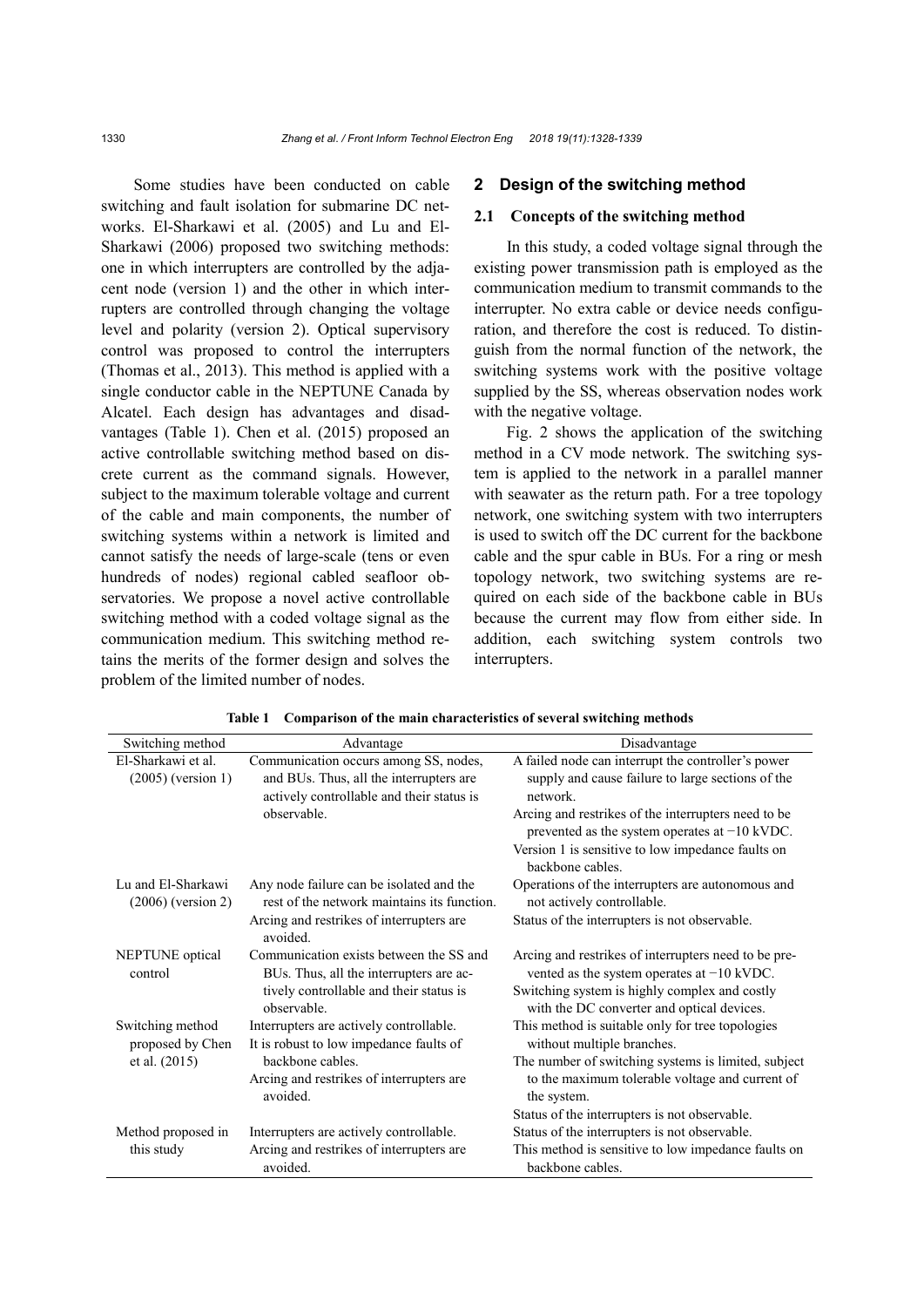Some studies have been conducted on cable switching and fault isolation for submarine DC networks. El-Sharkawi et al. (2005) and Lu and El-Sharkawi (2006) proposed two switching methods: one in which interrupters are controlled by the adjacent node (version 1) and the other in which interrupters are controlled through changing the voltage level and polarity (version 2). Optical supervisory control was proposed to control the interrupters (Thomas et al., 2013). This method is applied with a single conductor cable in the NEPTUNE Canada by Alcatel. Each design has advantages and disadvantages (Table 1). Chen et al. (2015) proposed an active controllable switching method based on discrete current as the command signals. However, subject to the maximum tolerable voltage and current of the cable and main components, the number of switching systems within a network is limited and cannot satisfy the needs of large-scale (tens or even hundreds of nodes) regional cabled seafloor observatories. We propose a novel active controllable switching method with a coded voltage signal as the communication medium. This switching method retains the merits of the former design and solves the problem of the limited number of nodes.

## 2 Design of the switching method

### 2.1 Concepts of the switching method

In this study, a coded voltage signal through the existing power transmission path is employed as the communication medium to transmit commands to the interrupter. No extra cable or device needs configuration, and therefore the cost is reduced. To distinguish from the normal function of the network, the switching systems work with the positive voltage supplied by the SS, whereas observation nodes work with the negative voltage.

Fig. 2 shows the application of the switching method in a CV mode network. The switching system is applied to the network in a parallel manner with seawater as the return path. For a tree topology network, one switching system with two interrupters is used to switch off the DC current for the backbone cable and the spur cable in BUs. For a ring or mesh topology network, two switching systems are required on each side of the backbone cable in BUs because the current may flow from either side. In addition, each switching system controls two interrupters.

**Table 1 Comparison of the main characteristics of several switching methods**

| Switching method | Advantage | Disadvantage |
|---|---|---|
| El-Sharkawi et al. (2005) (version 1) | Communication occurs among SS, nodes, and BUs. Thus, all the interrupters are actively controllable and their status is observable. | A failed node can interrupt the controller's power supply and cause failure to large sections of the network.<br>Arcing and restrikes of the interrupters need to be prevented as the system operates at −10 kVDC.<br>Version 1 is sensitive to low impedance faults on backbone cables. |
| Lu and El-Sharkawi (2006) (version 2) | Any node failure can be isolated and the rest of the network maintains its function.<br>Arcing and restrikes of interrupters are avoided. | Operations of the interrupters are autonomous and not actively controllable.<br>Status of the interrupters is not observable. |
| NEPTUNE optical control | Communication exists between the SS and BUs. Thus, all the interrupters are actively controllable and their status is observable. | Arcing and restrikes of interrupters need to be prevented as the system operates at −10 kVDC.<br>Switching system is highly complex and costly with the DC converter and optical devices. |
| Switching method proposed by Chen et al. (2015) | Interrupters are actively controllable.<br>It is robust to low impedance faults of backbone cables.<br>Arcing and restrikes of interrupters are avoided. | This method is suitable only for tree topologies without multiple branches.<br>The number of switching systems is limited, subject to the maximum tolerable voltage and current of the system.<br>Status of the interrupters is not observable. |
| Method proposed in this study | Interrupters are actively controllable.<br>Arcing and restrikes of interrupters are avoided. | Status of the interrupters is not observable.<br>This method is sensitive to low impedance faults on backbone cables. |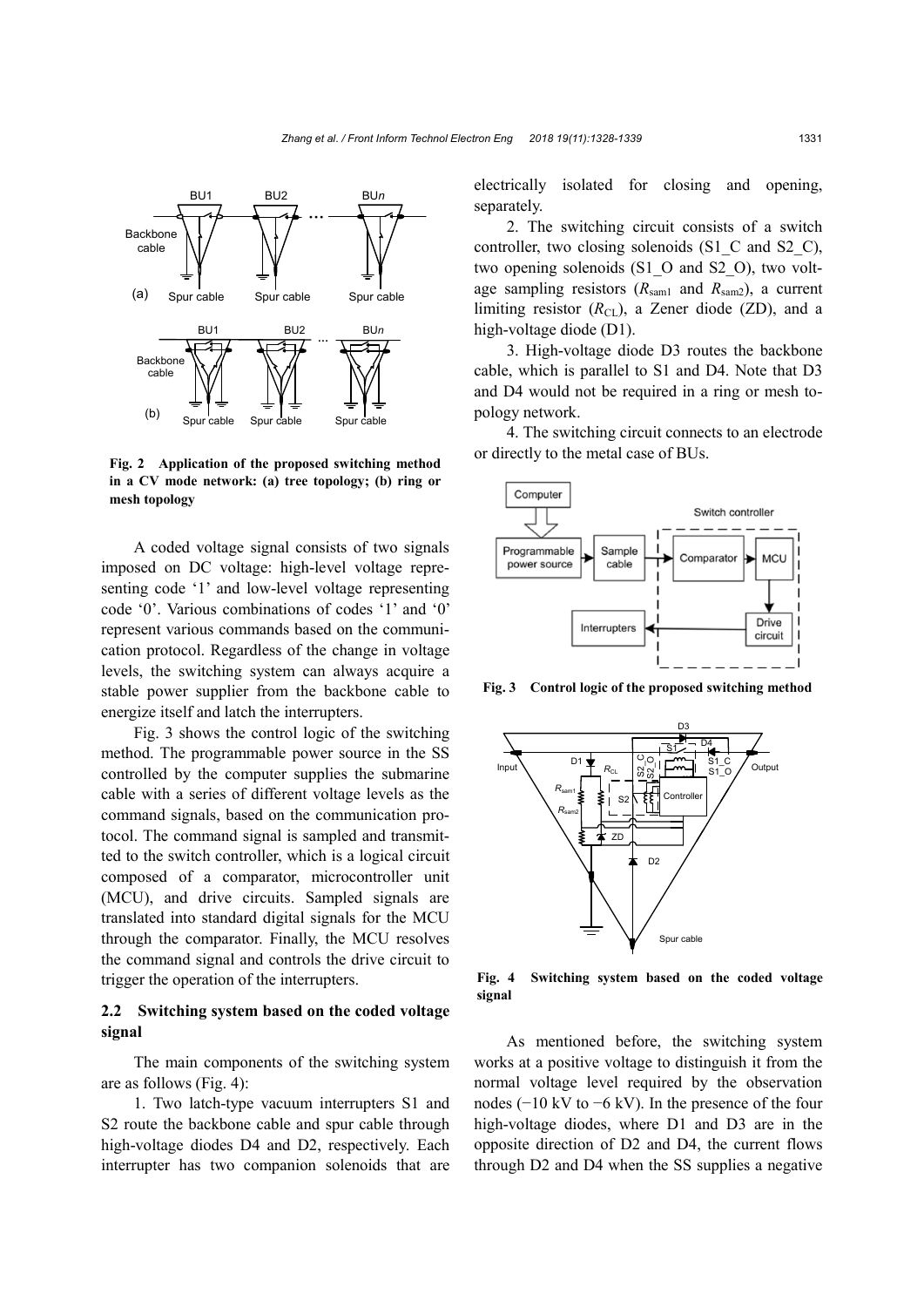**Fig. 2 Application of the proposed switching method in a CV mode network: (a) tree topology; (b) ring or mesh topology**

A coded voltage signal consists of two signals imposed on DC voltage: high-level voltage representing code '1' and low-level voltage representing code '0'. Various combinations of codes '1' and '0' represent various commands based on the communication protocol. Regardless of the change in voltage levels, the switching system can always acquire a stable power supplier from the backbone cable to energize itself and latch the interrupters.

Fig. 3 shows the control logic of the switching method. The programmable power source in the SS controlled by the computer supplies the submarine cable with a series of different voltage levels as the command signals, based on the communication protocol. The command signal is sampled and transmitted to the switch controller, which is a logical circuit composed of a comparator, microcontroller unit (MCU), and drive circuits. Sampled signals are translated into standard digital signals for the MCU through the comparator. Finally, the MCU resolves the command signal and controls the drive circuit to trigger the operation of the interrupters.

### 2.2 Switching system based on the coded voltage signal

The main components of the switching system are as follows (Fig. 4):

1. Two latch-type vacuum interrupters S1 and S2 route the backbone cable and spur cable through high-voltage diodes D4 and D2, respectively. Each interrupter has two companion solenoids that are electrically isolated for closing and opening, separately.

2. The switching circuit consists of a switch controller, two closing solenoids (S1_C and S2_C), two opening solenoids (S1_O and S2_O), two voltage sampling resistors ($R_{sam1}$ and $R_{sam2}$), a current limiting resistor ($R_{CL}$), a Zener diode (ZD), and a high-voltage diode (D1).

3. High-voltage diode D3 routes the backbone cable, which is parallel to S1 and D4. Note that D3 and D4 would not be required in a ring or mesh topology network.

4. The switching circuit connects to an electrode or directly to the metal case of BUs.

**Fig. 3 Control logic of the proposed switching method**

**Fig. 4 Switching system based on the coded voltage signal**

As mentioned before, the switching system works at a positive voltage to distinguish it from the normal voltage level required by the observation nodes (−10 kV to −6 kV). In the presence of the four high-voltage diodes, where D1 and D3 are in the opposite direction of D2 and D4, the current flows through D2 and D4 when the SS supplies a negative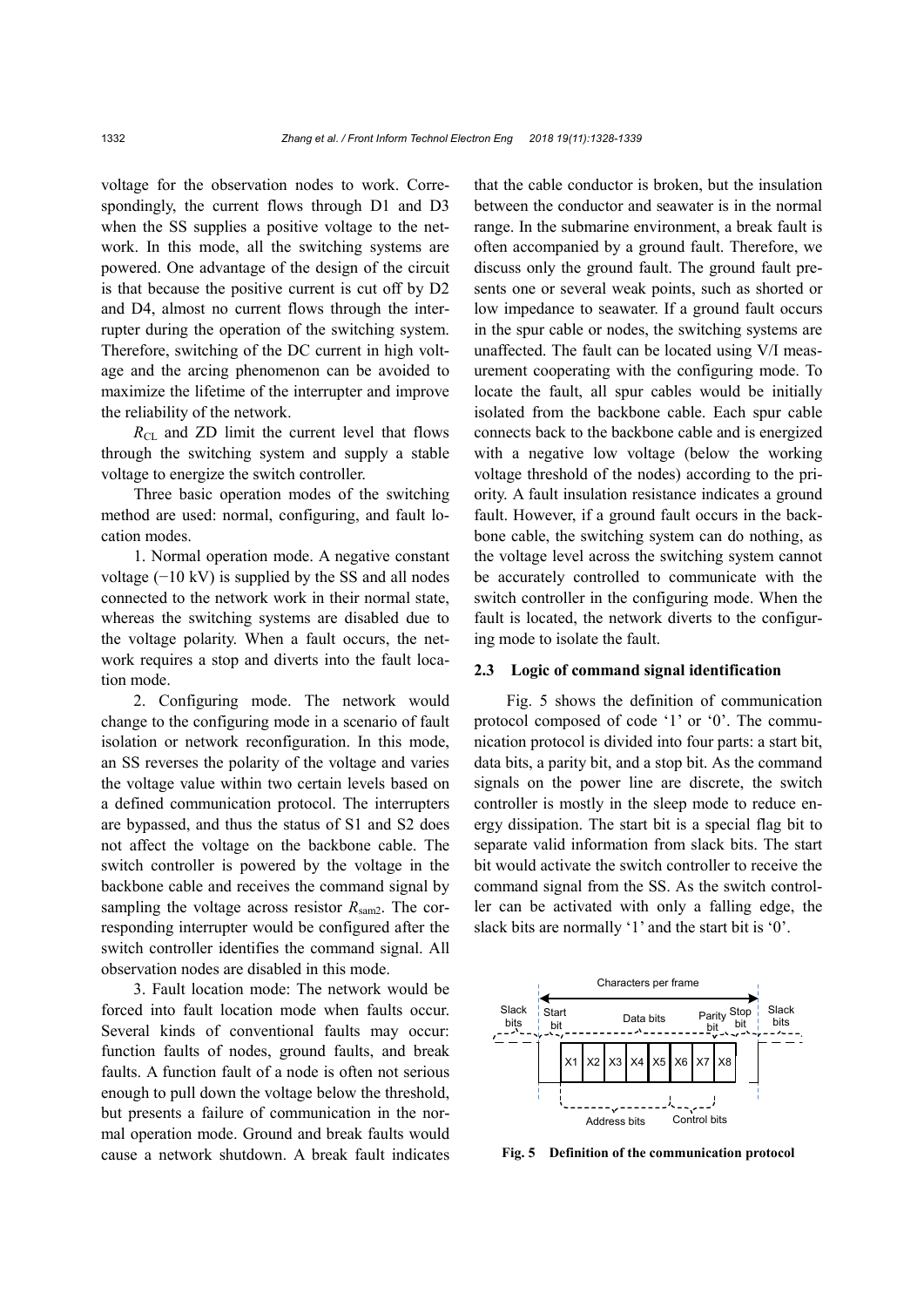voltage for the observation nodes to work. Correspondingly, the current flows through D1 and D3 when the SS supplies a positive voltage to the network. In this mode, all the switching systems are powered. One advantage of the design of the circuit is that because the positive current is cut off by D2 and D4, almost no current flows through the interrupter during the operation of the switching system. Therefore, switching of the DC current in high voltage and the arcing phenomenon can be avoided to maximize the lifetime of the interrupter and improve the reliability of the network.

$R_{CL}$ and ZD limit the current level that flows through the switching system and supply a stable voltage to energize the switch controller.

Three basic operation modes of the switching method are used: normal, configuring, and fault location modes.

1. Normal operation mode. A negative constant voltage (−10 kV) is supplied by the SS and all nodes connected to the network work in their normal state, whereas the switching systems are disabled due to the voltage polarity. When a fault occurs, the network requires a stop and diverts into the fault location mode.

2. Configuring mode. The network would change to the configuring mode in a scenario of fault isolation or network reconfiguration. In this mode, an SS reverses the polarity of the voltage and varies the voltage value within two certain levels based on a defined communication protocol. The interrupters are bypassed, and thus the status of S1 and S2 does not affect the voltage on the backbone cable. The switch controller is powered by the voltage in the backbone cable and receives the command signal by sampling the voltage across resistor $R_{sam2}$. The corresponding interrupter would be configured after the switch controller identifies the command signal. All observation nodes are disabled in this mode.

3. Fault location mode: The network would be forced into fault location mode when faults occur. Several kinds of conventional faults may occur: function faults of nodes, ground faults, and break faults. A function fault of a node is often not serious enough to pull down the voltage below the threshold, but presents a failure of communication in the normal operation mode. Ground and break faults would cause a network shutdown. A break fault indicates that the cable conductor is broken, but the insulation between the conductor and seawater is in the normal range. In the submarine environment, a break fault is often accompanied by a ground fault. Therefore, we discuss only the ground fault. The ground fault presents one or several weak points, such as shorted or low impedance to seawater. If a ground fault occurs in the spur cable or nodes, the switching systems are unaffected. The fault can be located using V/I measurement cooperating with the configuring mode. To locate the fault, all spur cables would be initially isolated from the backbone cable. Each spur cable connects back to the backbone cable and is energized with a negative low voltage (below the working voltage threshold of the nodes) according to the priority. A fault insulation resistance indicates a ground fault. However, if a ground fault occurs in the backbone cable, the switching system can do nothing, as the voltage level across the switching system cannot be accurately controlled to communicate with the switch controller in the configuring mode. When the fault is located, the network diverts to the configuring mode to isolate the fault.

### 2.3 Logic of command signal identification

Fig. 5 shows the definition of communication protocol composed of code '1' or '0'. The communication protocol is divided into four parts: a start bit, data bits, a parity bit, and a stop bit. As the command signals on the power line are discrete, the switch controller is mostly in the sleep mode to reduce energy dissipation. The start bit is a special flag bit to separate valid information from slack bits. The start bit would activate the switch controller to receive the command signal from the SS. As the switch controller can be activated with only a falling edge, the slack bits are normally '1' and the start bit is '0'.

Characters per frame
Slack bits
Start bit
Data bits
Parity bit
Stop bit
Slack bits
X1 X2 X3 X4 X5 X6 X7 X8
Address bits
Control bits

**Fig. 5 Definition of the communication protocol**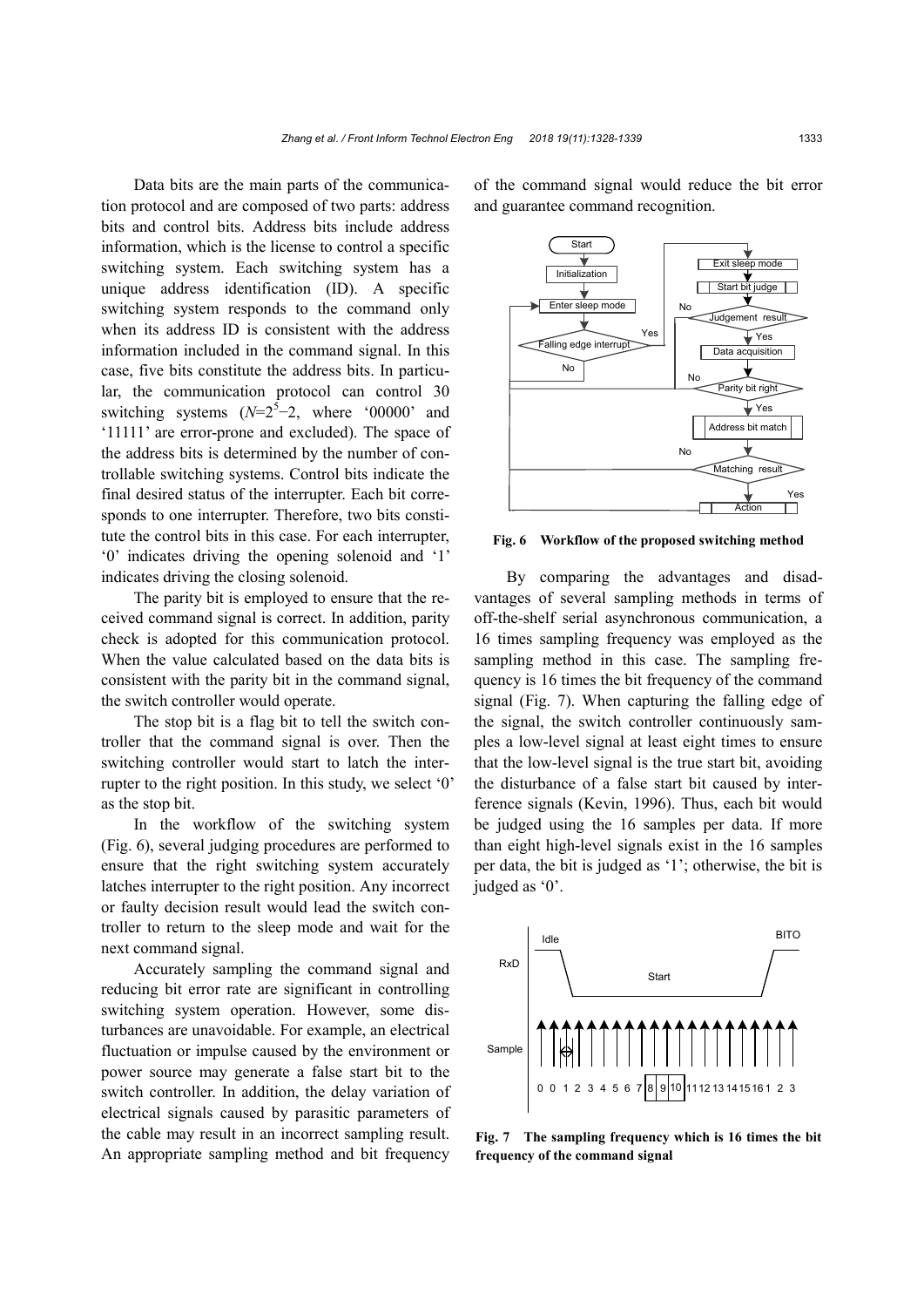Data bits are the main parts of the communication protocol and are composed of two parts: address bits and control bits. Address bits include address information, which is the license to control a specific switching system. Each switching system has a unique address identification (ID). A specific switching system responds to the command only when its address ID is consistent with the address information included in the command signal. In this case, five bits constitute the address bits. In particular, the communication protocol can control 30 switching systems ($N=2^5-2$, where '00000' and '11111' are error-prone and excluded). The space of the address bits is determined by the number of controllable switching systems. Control bits indicate the final desired status of the interrupter. Each bit corresponds to one interrupter. Therefore, two bits constitute the control bits in this case. For each interrupter, '0' indicates driving the opening solenoid and '1' indicates driving the closing solenoid.

The parity bit is employed to ensure that the received command signal is correct. In addition, parity check is adopted for this communication protocol. When the value calculated based on the data bits is consistent with the parity bit in the command signal, the switch controller would operate.

The stop bit is a flag bit to tell the switch controller that the command signal is over. Then the switching controller would start to latch the interrupter to the right position. In this study, we select '0' as the stop bit.

In the workflow of the switching system (Fig. 6), several judging procedures are performed to ensure that the right switching system accurately latches interrupter to the right position. Any incorrect or faulty decision result would lead the switch controller to return to the sleep mode and wait for the next command signal.

Accurately sampling the command signal and reducing bit error rate are significant in controlling switching system operation. However, some disturbances are unavoidable. For example, an electrical fluctuation or impulse caused by the environment or power source may generate a false start bit to the switch controller. In addition, the delay variation of electrical signals caused by parasitic parameters of the cable may result in an incorrect sampling result. An appropriate sampling method and bit frequency of the command signal would reduce the bit error and guarantee command recognition.

Start
Initialization
Enter sleep mode
Falling edge interrupt
Yes
No
Exit sleep mode
Start bit judge
Judgement result
No
Yes
Data acquisition
No
Parity bit right
Yes
Address bit match
No
Matching result
Yes
Action

**Fig. 6 Workflow of the proposed switching method**

By comparing the advantages and disadvantages of several sampling methods in terms of off-the-shelf serial asynchronous communication, a 16 times sampling frequency was employed as the sampling method in this case. The sampling frequency is 16 times the bit frequency of the command signal (Fig. 7). When capturing the falling edge of the signal, the switch controller continuously samples a low-level signal at least eight times to ensure that the low-level signal is the true start bit, avoiding the disturbance of a false start bit caused by interference signals (Kevin, 1996). Thus, each bit would be judged using the 16 samples per data. If more than eight high-level signals exist in the 16 samples per data, the bit is judged as '1'; otherwise, the bit is judged as '0'.

Idle
BITO
RxD
Start
Sample
0 0 1 2 3 4 5 6 7 8 9 10 11 12 13 14 15 16 1 2 3

**Fig. 7 The sampling frequency which is 16 times the bit frequency of the command signal**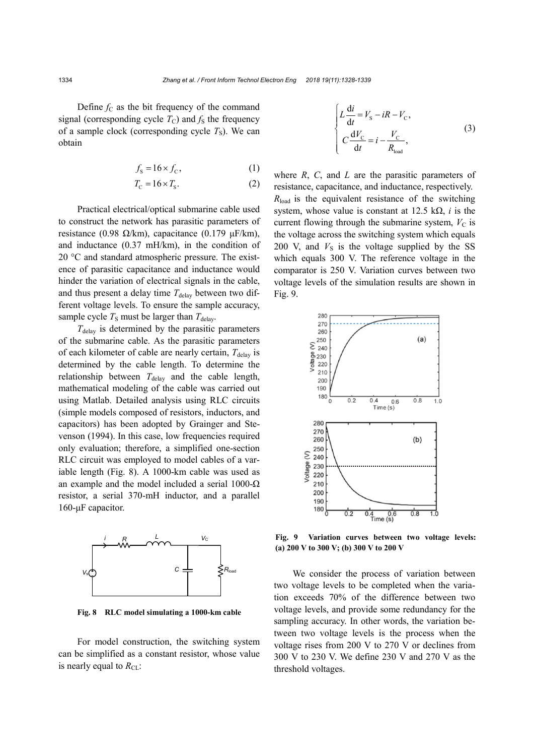Define $f_C$ as the bit frequency of the command signal (corresponding cycle $T_C$) and $f_S$ the frequency of a sample clock (corresponding cycle $T_S$). We can obtain

$$f_S = 16 \times f_C, \tag{1}$$

$$T_C = 16 \times T_S. \tag{2}$$

Practical electrical/optical submarine cable used to construct the network has parasitic parameters of resistance (0.98 Ω/km), capacitance (0.179 μF/km), and inductance (0.37 mH/km), in the condition of 20 °C and standard atmospheric pressure. The existence of parasitic capacitance and inductance would hinder the variation of electrical signals in the cable, and thus present a delay time $T_{delay}$ between two different voltage levels. To ensure the sample accuracy, sample cycle $T_S$ must be larger than $T_{delay}$.

$T_{delay}$ is determined by the parasitic parameters of the submarine cable. As the parasitic parameters of each kilometer of cable are nearly certain, $T_{delay}$ is determined by the cable length. To determine the relationship between $T_{delay}$ and the cable length, mathematical modeling of the cable was carried out using Matlab. Detailed analysis using RLC circuits (simple models composed of resistors, inductors, and capacitors) has been adopted by Grainger and Stevenson (1994). In this case, low frequencies required only evaluation; therefore, a simplified one-section RLC circuit was employed to model cables of a variable length (Fig. 8). A 1000-km cable was used as an example and the model included a serial 1000-Ω resistor, a serial 370-mH inductor, and a parallel 160-μF capacitor.

Fig. 8 RLC model simulating a 1000-km cable

For model construction, the switching system can be simplified as a constant resistor, whose value is nearly equal to $R_{CL}$:

$$\begin{cases} L\dfrac{\mathrm{d}i}{\mathrm{d}t} = V_S - iR - V_C, \\ C\dfrac{\mathrm{d}V_C}{\mathrm{d}t} = i - \dfrac{V_C}{R_{load}}, \end{cases} \tag{3}$$

where $R$, $C$, and $L$ are the parasitic parameters of resistance, capacitance, and inductance, respectively. $R_{load}$ is the equivalent resistance of the switching system, whose value is constant at 12.5 kΩ, $i$ is the current flowing through the submarine system, $V_C$ is the voltage across the switching system which equals 200 V, and $V_S$ is the voltage supplied by the SS which equals 300 V. The reference voltage in the comparator is 250 V. Variation curves between two voltage levels of the simulation results are shown in Fig. 9.

Fig. 9 Variation curves between two voltage levels: (a) 200 V to 300 V; (b) 300 V to 200 V

We consider the process of variation between two voltage levels to be completed when the variation exceeds 70% of the difference between two voltage levels, and provide some redundancy for the sampling accuracy. In other words, the variation between two voltage levels is the process when the voltage rises from 200 V to 270 V or declines from 300 V to 230 V. We define 230 V and 270 V as the threshold voltages.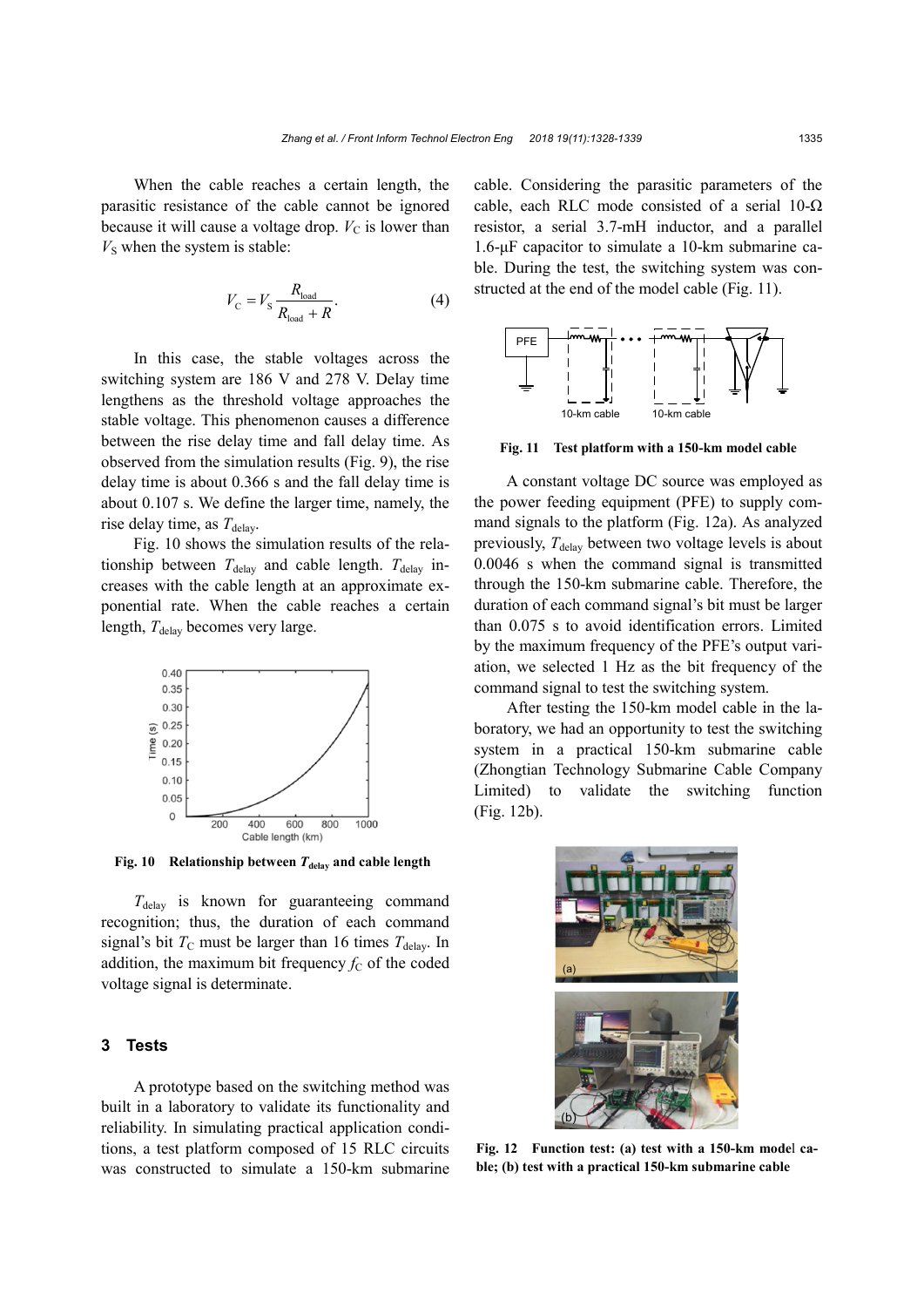When the cable reaches a certain length, the parasitic resistance of the cable cannot be ignored because it will cause a voltage drop. $V_C$ is lower than $V_S$ when the system is stable:

$$V_C = V_S \frac{R_{load}}{R_{load} + R}. \tag{4}$$

In this case, the stable voltages across the switching system are 186 V and 278 V. Delay time lengthens as the threshold voltage approaches the stable voltage. This phenomenon causes a difference between the rise delay time and fall delay time. As observed from the simulation results (Fig. 9), the rise delay time is about 0.366 s and the fall delay time is about 0.107 s. We define the larger time, namely, the rise delay time, as $T_{delay}$.

Fig. 10 shows the simulation results of the relationship between $T_{delay}$ and cable length. $T_{delay}$ increases with the cable length at an approximate exponential rate. When the cable reaches a certain length, $T_{delay}$ becomes very large.

**Fig. 10 Relationship between $T_{delay}$ and cable length**

$T_{delay}$ is known for guaranteeing command recognition; thus, the duration of each command signal's bit $T_C$ must be larger than 16 times $T_{delay}$. In addition, the maximum bit frequency $f_C$ of the coded voltage signal is determinate.

## 3 Tests

A prototype based on the switching method was built in a laboratory to validate its functionality and reliability. In simulating practical application conditions, a test platform composed of 15 RLC circuits was constructed to simulate a 150-km submarine cable. Considering the parasitic parameters of the cable, each RLC mode consisted of a serial 10-Ω resistor, a serial 3.7-mH inductor, and a parallel 1.6-μF capacitor to simulate a 10-km submarine cable. During the test, the switching system was constructed at the end of the model cable (Fig. 11).

**Fig. 11 Test platform with a 150-km model cable**

A constant voltage DC source was employed as the power feeding equipment (PFE) to supply command signals to the platform (Fig. 12a). As analyzed previously, $T_{delay}$ between two voltage levels is about 0.0046 s when the command signal is transmitted through the 150-km submarine cable. Therefore, the duration of each command signal's bit must be larger than 0.075 s to avoid identification errors. Limited by the maximum frequency of the PFE's output variation, we selected 1 Hz as the bit frequency of the command signal to test the switching system.

After testing the 150-km model cable in the laboratory, we had an opportunity to test the switching system in a practical 150-km submarine cable (Zhongtian Technology Submarine Cable Company Limited) to validate the switching function (Fig. 12b).

**Fig. 12 Function test: (a) test with a 150-km model cable; (b) test with a practical 150-km submarine cable**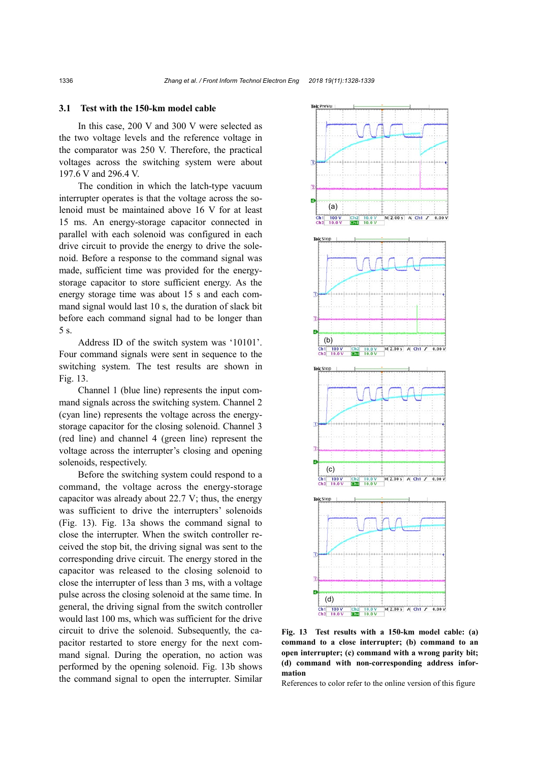### 3.1 Test with the 150-km model cable

In this case, 200 V and 300 V were selected as the two voltage levels and the reference voltage in the comparator was 250 V. Therefore, the practical voltages across the switching system were about 197.6 V and 296.4 V.

The condition in which the latch-type vacuum interrupter operates is that the voltage across the solenoid must be maintained above 16 V for at least 15 ms. An energy-storage capacitor connected in parallel with each solenoid was configured in each drive circuit to provide the energy to drive the solenoid. Before a response to the command signal was made, sufficient time was provided for the energy-storage capacitor to store sufficient energy. As the energy storage time was about 15 s and each command signal would last 10 s, the duration of slack bit before each command signal had to be longer than 5 s.

Address ID of the switch system was '10101'. Four command signals were sent in sequence to the switching system. The test results are shown in Fig. 13.

Channel 1 (blue line) represents the input command signals across the switching system. Channel 2 (cyan line) represents the voltage across the energy-storage capacitor for the closing solenoid. Channel 3 (red line) and channel 4 (green line) represent the voltage across the interrupter's closing and opening solenoids, respectively.

Before the switching system could respond to a command, the voltage across the energy-storage capacitor was already about 22.7 V; thus, the energy was sufficient to drive the interrupters' solenoids (Fig. 13). Fig. 13a shows the command signal to close the interrupter. When the switch controller received the stop bit, the driving signal was sent to the corresponding drive circuit. The energy stored in the capacitor was released to the closing solenoid to close the interrupter of less than 3 ms, with a voltage pulse across the closing solenoid at the same time. In general, the driving signal from the switch controller would last 100 ms, which was sufficient for the drive circuit to drive the solenoid. Subsequently, the capacitor restarted to store energy for the next command signal. During the operation, no action was performed by the opening solenoid. Fig. 13b shows the command signal to open the interrupter. Similar

**Fig. 13 Test results with a 150-km model cable: (a) command to a close interrupter; (b) command to an open interrupter; (c) command with a wrong parity bit; (d) command with non-corresponding address information**

References to color refer to the online version of this figure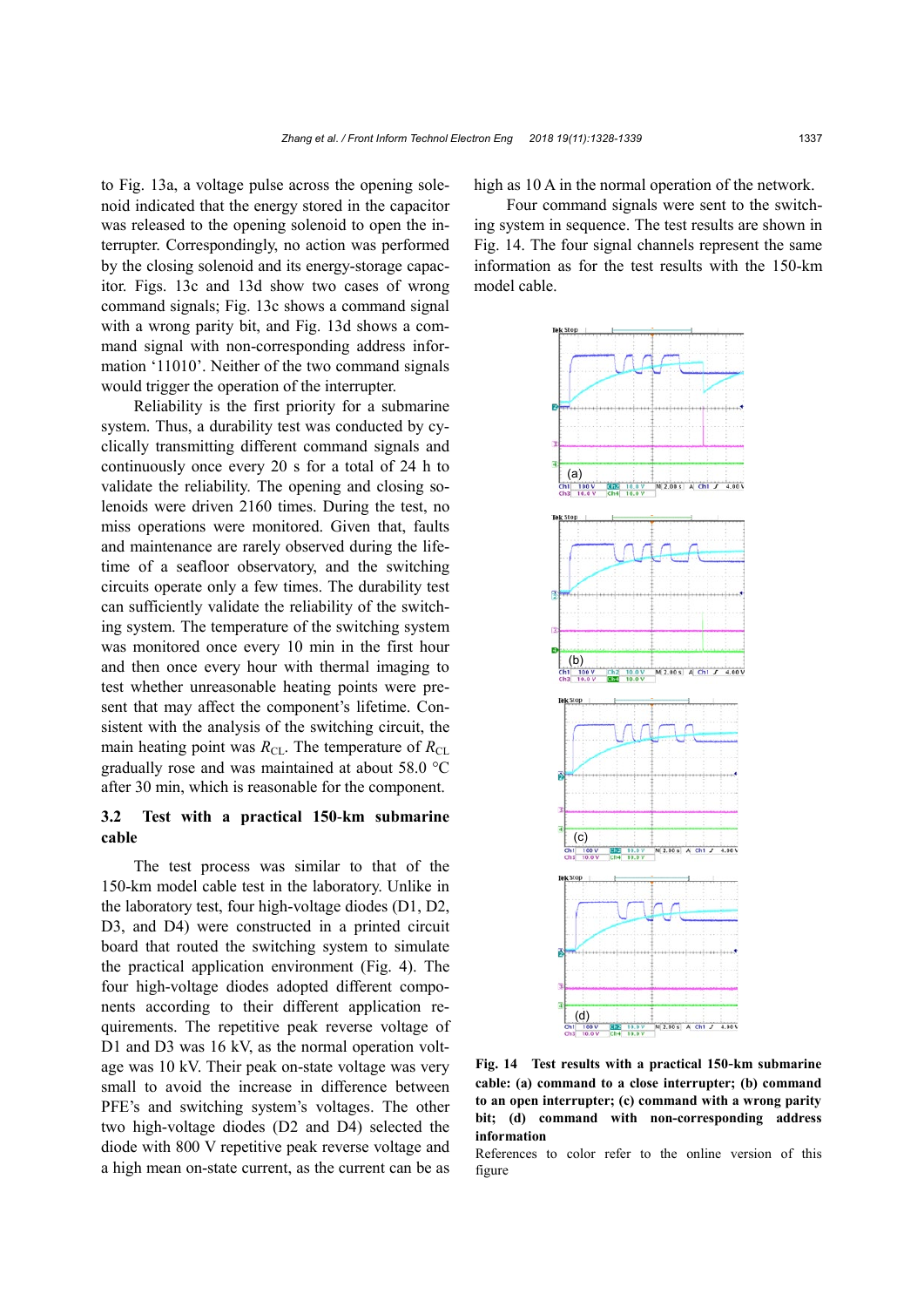to Fig. 13a, a voltage pulse across the opening solenoid indicated that the energy stored in the capacitor was released to the opening solenoid to open the interrupter. Correspondingly, no action was performed by the closing solenoid and its energy-storage capacitor. Figs. 13c and 13d show two cases of wrong command signals; Fig. 13c shows a command signal with a wrong parity bit, and Fig. 13d shows a command signal with non-corresponding address information '11010'. Neither of the two command signals would trigger the operation of the interrupter.

Reliability is the first priority for a submarine system. Thus, a durability test was conducted by cyclically transmitting different command signals and continuously once every 20 s for a total of 24 h to validate the reliability. The opening and closing solenoids were driven 2160 times. During the test, no miss operations were monitored. Given that, faults and maintenance are rarely observed during the lifetime of a seafloor observatory, and the switching circuits operate only a few times. The durability test can sufficiently validate the reliability of the switching system. The temperature of the switching system was monitored once every 10 min in the first hour and then once every hour with thermal imaging to test whether unreasonable heating points were present that may affect the component's lifetime. Consistent with the analysis of the switching circuit, the main heating point was $R_{CL}$. The temperature of $R_{CL}$ gradually rose and was maintained at about 58.0 °C after 30 min, which is reasonable for the component.

### 3.2 Test with a practical 150-km submarine cable

The test process was similar to that of the 150-km model cable test in the laboratory. Unlike in the laboratory test, four high-voltage diodes (D1, D2, D3, and D4) were constructed in a printed circuit board that routed the switching system to simulate the practical application environment (Fig. 4). The four high-voltage diodes adopted different components according to their different application requirements. The repetitive peak reverse voltage of D1 and D3 was 16 kV, as the normal operation voltage was 10 kV. Their peak on-state voltage was very small to avoid the increase in difference between PFE's and switching system's voltages. The other two high-voltage diodes (D2 and D4) selected the diode with 800 V repetitive peak reverse voltage and a high mean on-state current, as the current can be as high as 10 A in the normal operation of the network.

Four command signals were sent to the switching system in sequence. The test results are shown in Fig. 14. The four signal channels represent the same information as for the test results with the 150-km model cable.

**Fig. 14 Test results with a practical 150-km submarine cable: (a) command to a close interrupter; (b) command to an open interrupter; (c) command with a wrong parity bit; (d) command with non-corresponding address information**

References to color refer to the online version of this figure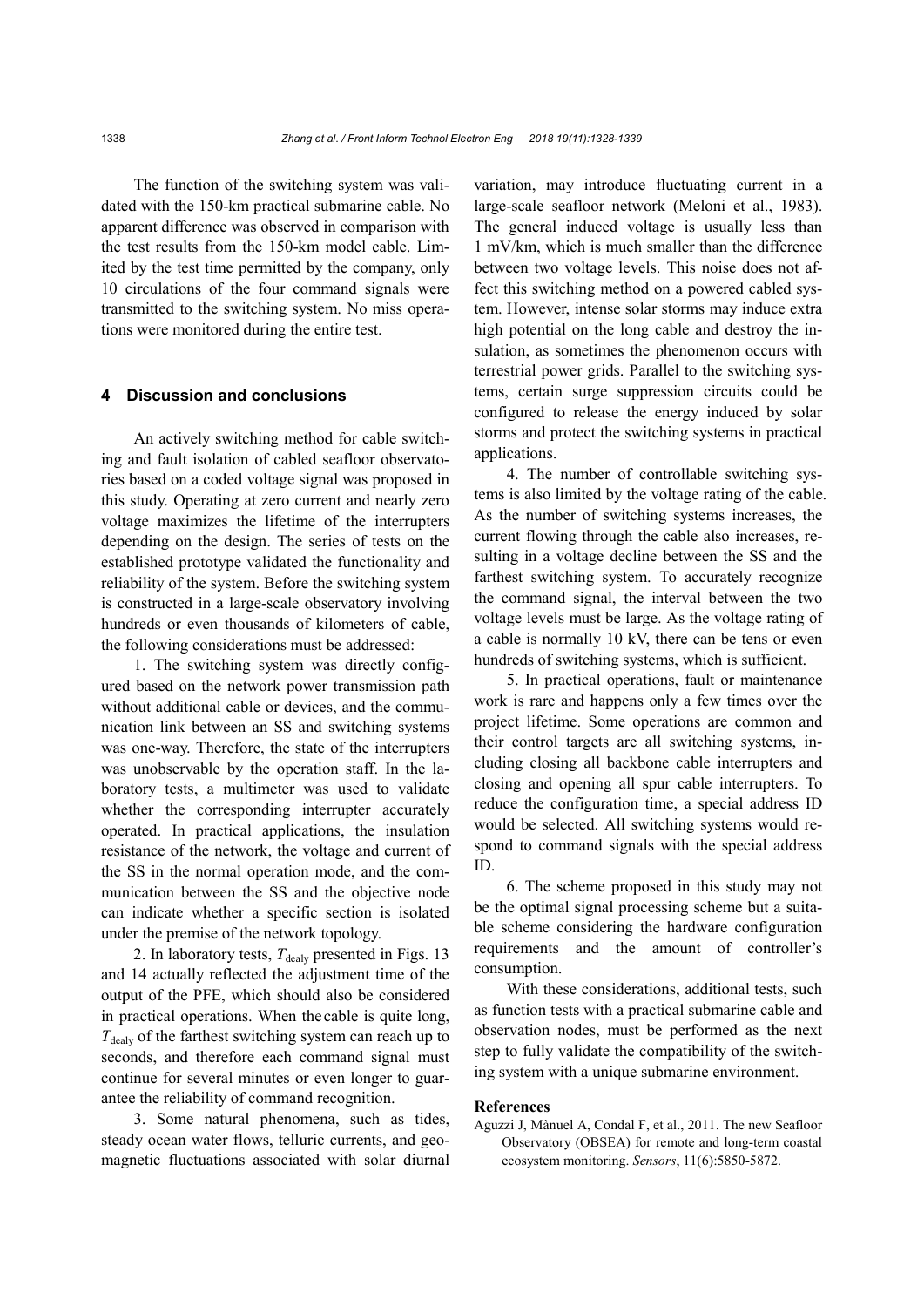The function of the switching system was validated with the 150-km practical submarine cable. No apparent difference was observed in comparison with the test results from the 150-km model cable. Limited by the test time permitted by the company, only 10 circulations of the four command signals were transmitted to the switching system. No miss operations were monitored during the entire test.

## 4 Discussion and conclusions

An actively switching method for cable switching and fault isolation of cabled seafloor observatories based on a coded voltage signal was proposed in this study. Operating at zero current and nearly zero voltage maximizes the lifetime of the interrupters depending on the design. The series of tests on the established prototype validated the functionality and reliability of the system. Before the switching system is constructed in a large-scale observatory involving hundreds or even thousands of kilometers of cable, the following considerations must be addressed:

1. The switching system was directly configured based on the network power transmission path without additional cable or devices, and the communication link between an SS and switching systems was one-way. Therefore, the state of the interrupters was unobservable by the operation staff. In the laboratory tests, a multimeter was used to validate whether the corresponding interrupter accurately operated. In practical applications, the insulation resistance of the network, the voltage and current of the SS in the normal operation mode, and the communication between the SS and the objective node can indicate whether a specific section is isolated under the premise of the network topology.

2. In laboratory tests, $T_{\text{dealy}}$ presented in Figs. 13 and 14 actually reflected the adjustment time of the output of the PFE, which should also be considered in practical operations. When the cable is quite long, $T_{\text{dealy}}$ of the farthest switching system can reach up to seconds, and therefore each command signal must continue for several minutes or even longer to guarantee the reliability of command recognition.

3. Some natural phenomena, such as tides, steady ocean water flows, telluric currents, and geomagnetic fluctuations associated with solar diurnal variation, may introduce fluctuating current in a large-scale seafloor network (Meloni et al., 1983). The general induced voltage is usually less than 1 mV/km, which is much smaller than the difference between two voltage levels. This noise does not affect this switching method on a powered cabled system. However, intense solar storms may induce extra high potential on the long cable and destroy the insulation, as sometimes the phenomenon occurs with terrestrial power grids. Parallel to the switching systems, certain surge suppression circuits could be configured to release the energy induced by solar storms and protect the switching systems in practical applications.

4. The number of controllable switching systems is also limited by the voltage rating of the cable. As the number of switching systems increases, the current flowing through the cable also increases, resulting in a voltage decline between the SS and the farthest switching system. To accurately recognize the command signal, the interval between the two voltage levels must be large. As the voltage rating of a cable is normally 10 kV, there can be tens or even hundreds of switching systems, which is sufficient.

5. In practical operations, fault or maintenance work is rare and happens only a few times over the project lifetime. Some operations are common and their control targets are all switching systems, including closing all backbone cable interrupters and closing and opening all spur cable interrupters. To reduce the configuration time, a special address ID would be selected. All switching systems would respond to command signals with the special address ID.

6. The scheme proposed in this study may not be the optimal signal processing scheme but a suitable scheme considering the hardware configuration requirements and the amount of controller's consumption.

With these considerations, additional tests, such as function tests with a practical submarine cable and observation nodes, must be performed as the next step to fully validate the compatibility of the switching system with a unique submarine environment.

## References

Aguzzi J, Mànuel A, Condal F, et al., 2011. The new Seafloor Observatory (OBSEA) for remote and long-term coastal ecosystem monitoring. *Sensors*, 11(6):5850-5872.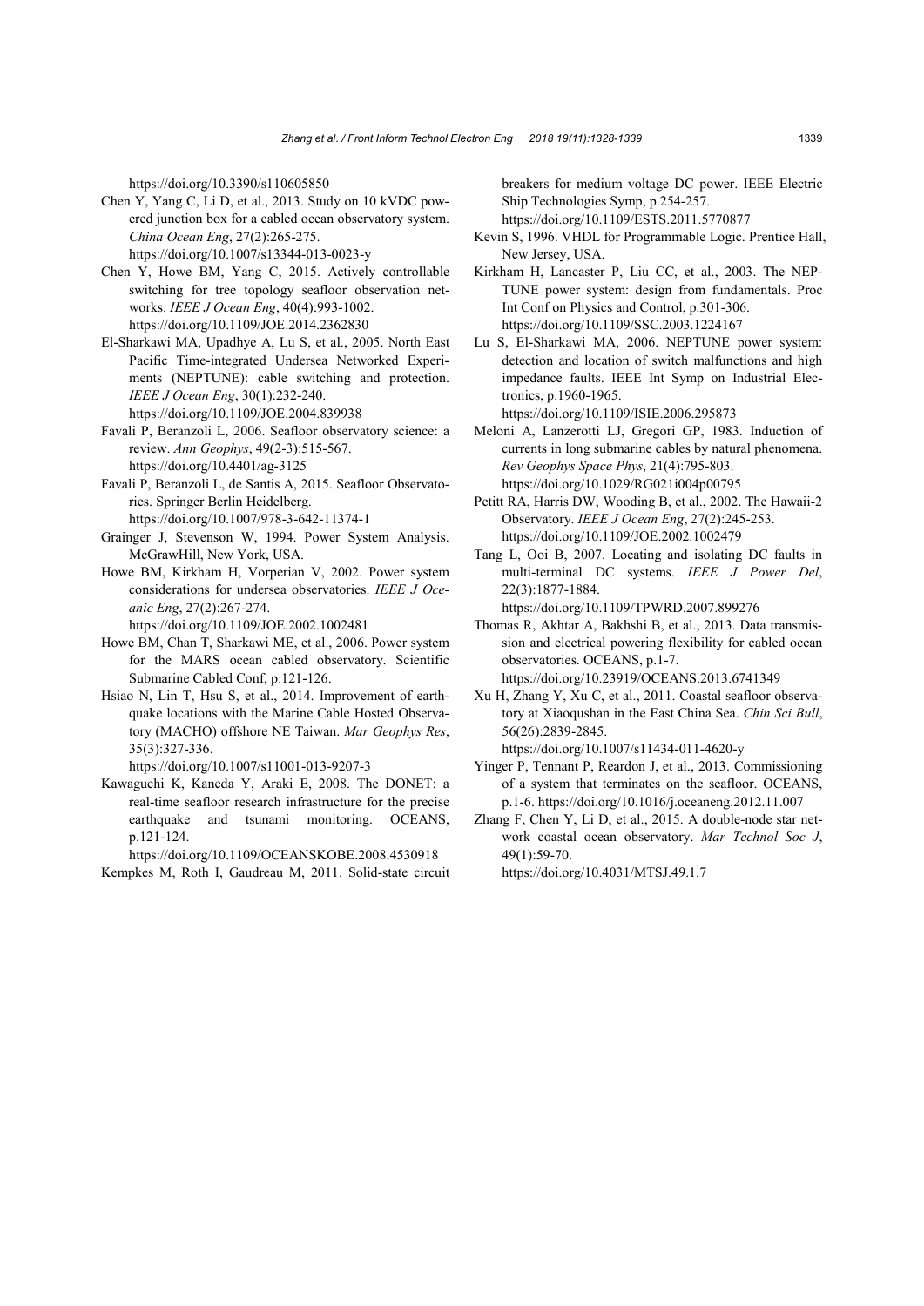https://doi.org/10.3390/s110605850

Chen Y, Yang C, Li D, et al., 2013. Study on 10 kVDC powered junction box for a cabled ocean observatory system. *China Ocean Eng*, 27(2):265-275. https://doi.org/10.1007/s13344-013-0023-y

Chen Y, Howe BM, Yang C, 2015. Actively controllable switching for tree topology seafloor observation networks. *IEEE J Ocean Eng*, 40(4):993-1002. https://doi.org/10.1109/JOE.2014.2362830

El-Sharkawi MA, Upadhye A, Lu S, et al., 2005. North East Pacific Time-integrated Undersea Networked Experiments (NEPTUNE): cable switching and protection. *IEEE J Ocean Eng*, 30(1):232-240. https://doi.org/10.1109/JOE.2004.839938

Favali P, Beranzoli L, 2006. Seafloor observatory science: a review. *Ann Geophys*, 49(2-3):515-567. https://doi.org/10.4401/ag-3125

Favali P, Beranzoli L, de Santis A, 2015. Seafloor Observatories. Springer Berlin Heidelberg. https://doi.org/10.1007/978-3-642-11374-1

Grainger J, Stevenson W, 1994. Power System Analysis. McGrawHill, New York, USA.

Howe BM, Kirkham H, Vorperian V, 2002. Power system considerations for undersea observatories. *IEEE J Oceanic Eng*, 27(2):267-274. https://doi.org/10.1109/JOE.2002.1002481

Howe BM, Chan T, Sharkawi ME, et al., 2006. Power system for the MARS ocean cabled observatory. Scientific Submarine Cabled Conf, p.121-126.

Hsiao N, Lin T, Hsu S, et al., 2014. Improvement of earthquake locations with the Marine Cable Hosted Observatory (MACHO) offshore NE Taiwan. *Mar Geophys Res*, 35(3):327-336. https://doi.org/10.1007/s11001-013-9207-3

Kawaguchi K, Kaneda Y, Araki E, 2008. The DONET: a real-time seafloor research infrastructure for the precise earthquake and tsunami monitoring. OCEANS, p.121-124. https://doi.org/10.1109/OCEANSKOBE.2008.4530918

Kempkes M, Roth I, Gaudreau M, 2011. Solid-state circuit breakers for medium voltage DC power. IEEE Electric Ship Technologies Symp, p.254-257. https://doi.org/10.1109/ESTS.2011.5770877

Kevin S, 1996. VHDL for Programmable Logic. Prentice Hall, New Jersey, USA.

Kirkham H, Lancaster P, Liu CC, et al., 2003. The NEPTUNE power system: design from fundamentals. Proc Int Conf on Physics and Control, p.301-306. https://doi.org/10.1109/SSC.2003.1224167

Lu S, El-Sharkawi MA, 2006. NEPTUNE power system: detection and location of switch malfunctions and high impedance faults. IEEE Int Symp on Industrial Electronics, p.1960-1965. https://doi.org/10.1109/ISIE.2006.295873

Meloni A, Lanzerotti LJ, Gregori GP, 1983. Induction of currents in long submarine cables by natural phenomena. *Rev Geophys Space Phys*, 21(4):795-803. https://doi.org/10.1029/RG021i004p00795

Petitt RA, Harris DW, Wooding B, et al., 2002. The Hawaii-2 Observatory. *IEEE J Ocean Eng*, 27(2):245-253. https://doi.org/10.1109/JOE.2002.1002479

Tang L, Ooi B, 2007. Locating and isolating DC faults in multi-terminal DC systems. *IEEE J Power Del*, 22(3):1877-1884. https://doi.org/10.1109/TPWRD.2007.899276

Thomas R, Akhtar A, Bakhshi B, et al., 2013. Data transmission and electrical powering flexibility for cabled ocean observatories. OCEANS, p.1-7. https://doi.org/10.23919/OCEANS.2013.6741349

Xu H, Zhang Y, Xu C, et al., 2011. Coastal seafloor observatory at Xiaoqushan in the East China Sea. *Chin Sci Bull*, 56(26):2839-2845. https://doi.org/10.1007/s11434-011-4620-y

Yinger P, Tennant P, Reardon J, et al., 2013. Commissioning of a system that terminates on the seafloor. OCEANS, p.1-6. https://doi.org/10.1016/j.oceaneng.2012.11.007

Zhang F, Chen Y, Li D, et al., 2015. A double-node star network coastal ocean observatory. *Mar Technol Soc J*, 49(1):59-70. https://doi.org/10.4031/MTSJ.49.1.7